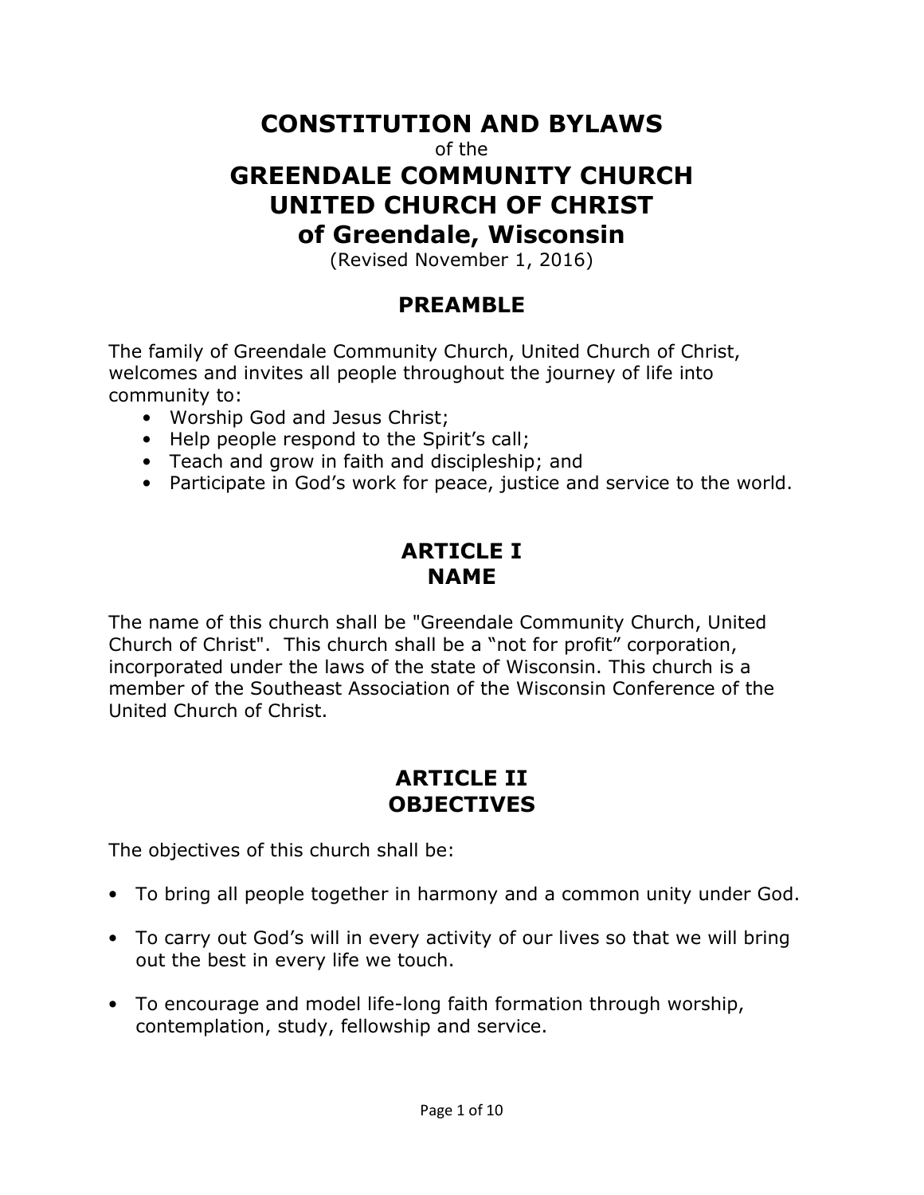# CONSTITUTION AND BYLAWS

of the

# GREENDALE COMMUNITY CHURCH UNITED CHURCH OF CHRIST of Greendale, Wisconsin

(Revised November 1, 2016)

## PREAMBLE

The family of Greendale Community Church, United Church of Christ, welcomes and invites all people throughout the journey of life into community to:

- Worship God and Jesus Christ;
- Help people respond to the Spirit's call;
- Teach and grow in faith and discipleship; and
- Participate in God's work for peace, justice and service to the world.

## ARTICLE I NAME

The name of this church shall be "Greendale Community Church, United Church of Christ". This church shall be a "not for profit" corporation, incorporated under the laws of the state of Wisconsin. This church is a member of the Southeast Association of the Wisconsin Conference of the United Church of Christ.

## ARTICLE II OBJECTIVES

The objectives of this church shall be:

- To bring all people together in harmony and a common unity under God.
- To carry out God's will in every activity of our lives so that we will bring out the best in every life we touch.
- To encourage and model life-long faith formation through worship, contemplation, study, fellowship and service.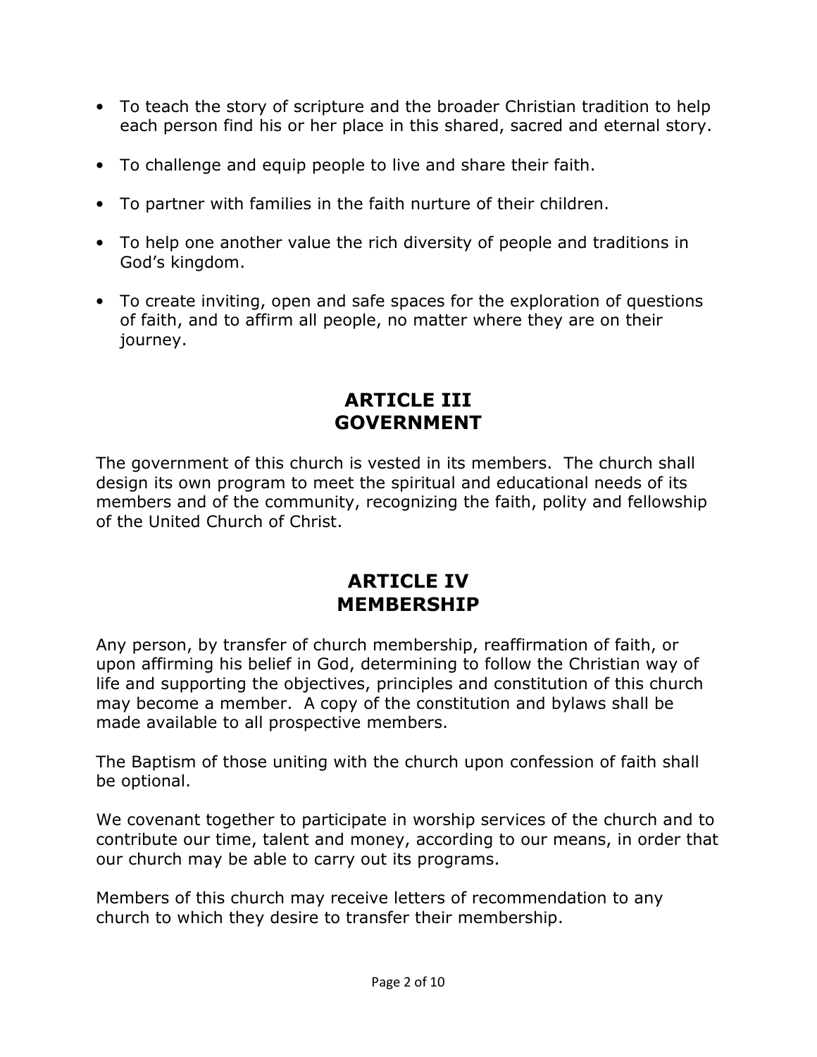- To teach the story of scripture and the broader Christian tradition to help each person find his or her place in this shared, sacred and eternal story.
- To challenge and equip people to live and share their faith.
- To partner with families in the faith nurture of their children.
- To help one another value the rich diversity of people and traditions in God's kingdom.
- To create inviting, open and safe spaces for the exploration of questions of faith, and to affirm all people, no matter where they are on their journey.

## ARTICLE III
## GOVERNMENT

The government of this church is vested in its members. The church shall design its own program to meet the spiritual and educational needs of its members and of the community, recognizing the faith, polity and fellowship of the United Church of Christ.

## ARTICLE IV
## MEMBERSHIP

Any person, by transfer of church membership, reaffirmation of faith, or upon affirming his belief in God, determining to follow the Christian way of life and supporting the objectives, principles and constitution of this church may become a member. A copy of the constitution and bylaws shall be made available to all prospective members.

The Baptism of those uniting with the church upon confession of faith shall be optional.

We covenant together to participate in worship services of the church and to contribute our time, talent and money, according to our means, in order that our church may be able to carry out its programs.

Members of this church may receive letters of recommendation to any church to which they desire to transfer their membership.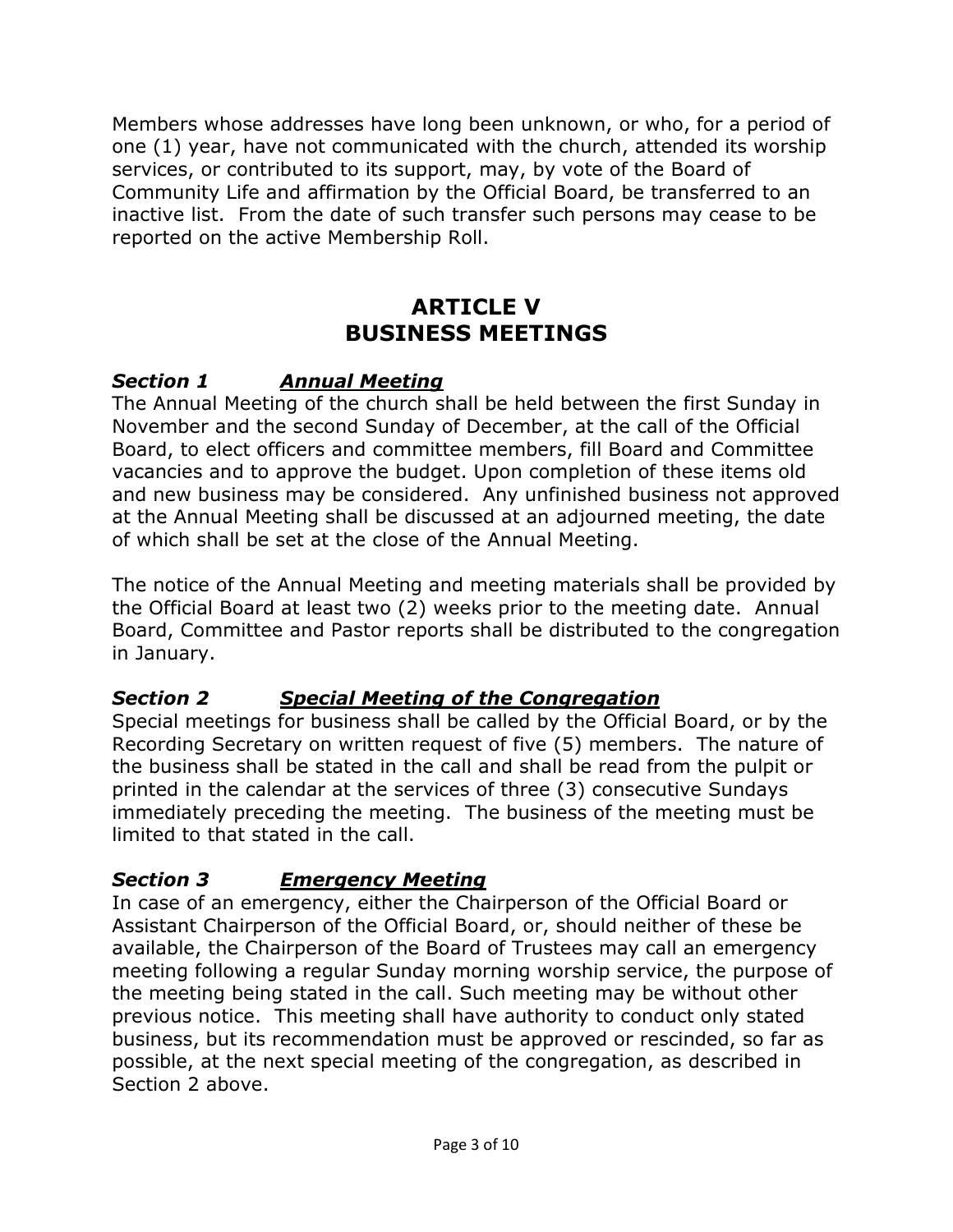Members whose addresses have long been unknown, or who, for a period of one (1) year, have not communicated with the church, attended its worship services, or contributed to its support, may, by vote of the Board of Community Life and affirmation by the Official Board, be transferred to an inactive list. From the date of such transfer such persons may cease to be reported on the active Membership Roll.

# ARTICLE V
# BUSINESS MEETINGS

### *Section 1* ***Annual Meeting***

The Annual Meeting of the church shall be held between the first Sunday in November and the second Sunday of December, at the call of the Official Board, to elect officers and committee members, fill Board and Committee vacancies and to approve the budget. Upon completion of these items old and new business may be considered. Any unfinished business not approved at the Annual Meeting shall be discussed at an adjourned meeting, the date of which shall be set at the close of the Annual Meeting.

The notice of the Annual Meeting and meeting materials shall be provided by the Official Board at least two (2) weeks prior to the meeting date. Annual Board, Committee and Pastor reports shall be distributed to the congregation in January.

### *Section 2* ***Special Meeting of the Congregation***

Special meetings for business shall be called by the Official Board, or by the Recording Secretary on written request of five (5) members. The nature of the business shall be stated in the call and shall be read from the pulpit or printed in the calendar at the services of three (3) consecutive Sundays immediately preceding the meeting. The business of the meeting must be limited to that stated in the call.

### *Section 3* ***Emergency Meeting***

In case of an emergency, either the Chairperson of the Official Board or Assistant Chairperson of the Official Board, or, should neither of these be available, the Chairperson of the Board of Trustees may call an emergency meeting following a regular Sunday morning worship service, the purpose of the meeting being stated in the call. Such meeting may be without other previous notice. This meeting shall have authority to conduct only stated business, but its recommendation must be approved or rescinded, so far as possible, at the next special meeting of the congregation, as described in Section 2 above.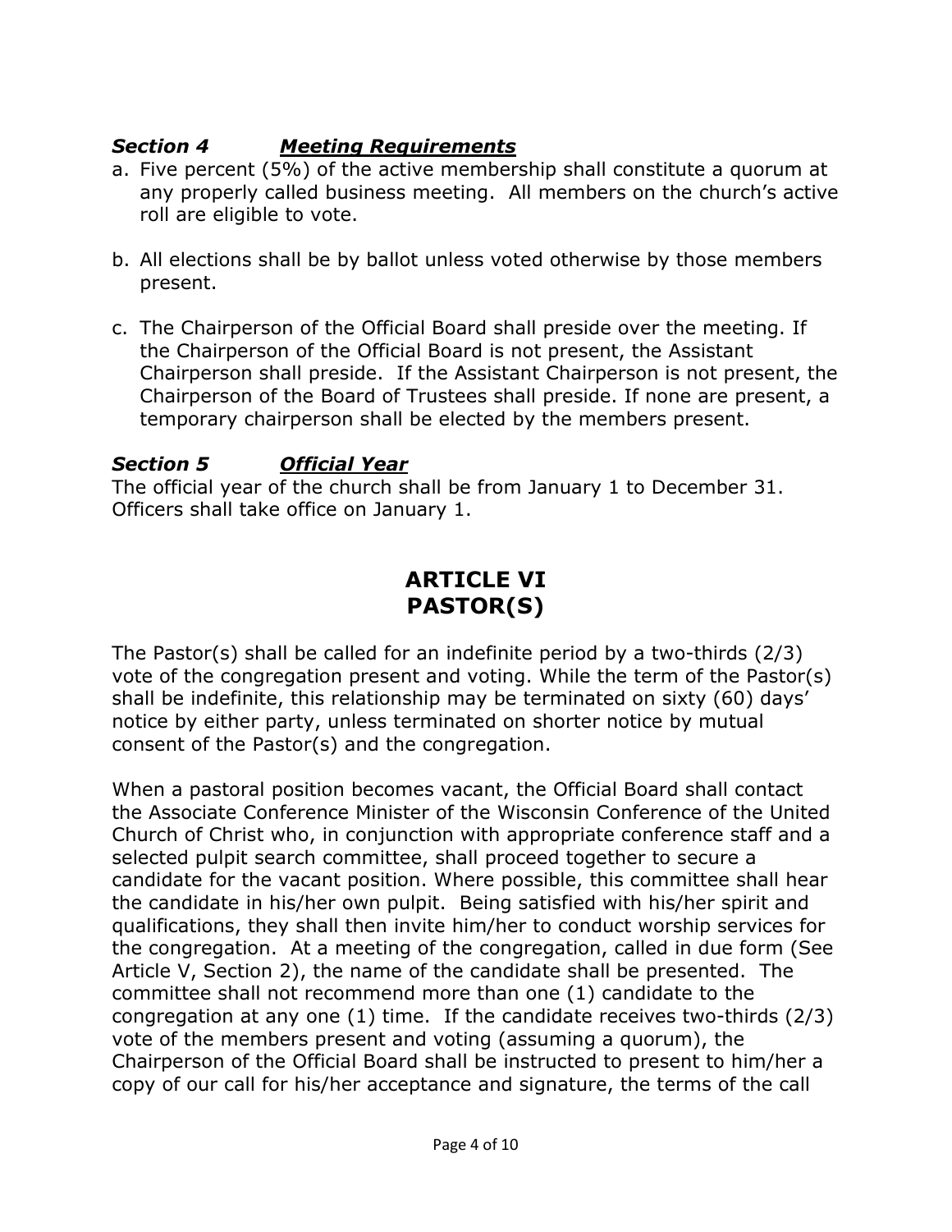### *Section 4 <u>Meeting Requirements</u>*

a. Five percent (5%) of the active membership shall constitute a quorum at any properly called business meeting. All members on the church's active roll are eligible to vote.

b. All elections shall be by ballot unless voted otherwise by those members present.

c. The Chairperson of the Official Board shall preside over the meeting. If the Chairperson of the Official Board is not present, the Assistant Chairperson shall preside. If the Assistant Chairperson is not present, the Chairperson of the Board of Trustees shall preside. If none are present, a temporary chairperson shall be elected by the members present.

### *Section 5 <u>Official Year</u>*

The official year of the church shall be from January 1 to December 31. Officers shall take office on January 1.

## ARTICLE VI
## PASTOR(S)

The Pastor(s) shall be called for an indefinite period by a two-thirds (2/3) vote of the congregation present and voting. While the term of the Pastor(s) shall be indefinite, this relationship may be terminated on sixty (60) days' notice by either party, unless terminated on shorter notice by mutual consent of the Pastor(s) and the congregation.

When a pastoral position becomes vacant, the Official Board shall contact the Associate Conference Minister of the Wisconsin Conference of the United Church of Christ who, in conjunction with appropriate conference staff and a selected pulpit search committee, shall proceed together to secure a candidate for the vacant position. Where possible, this committee shall hear the candidate in his/her own pulpit. Being satisfied with his/her spirit and qualifications, they shall then invite him/her to conduct worship services for the congregation. At a meeting of the congregation, called in due form (See Article V, Section 2), the name of the candidate shall be presented. The committee shall not recommend more than one (1) candidate to the congregation at any one (1) time. If the candidate receives two-thirds (2/3) vote of the members present and voting (assuming a quorum), the Chairperson of the Official Board shall be instructed to present to him/her a copy of our call for his/her acceptance and signature, the terms of the call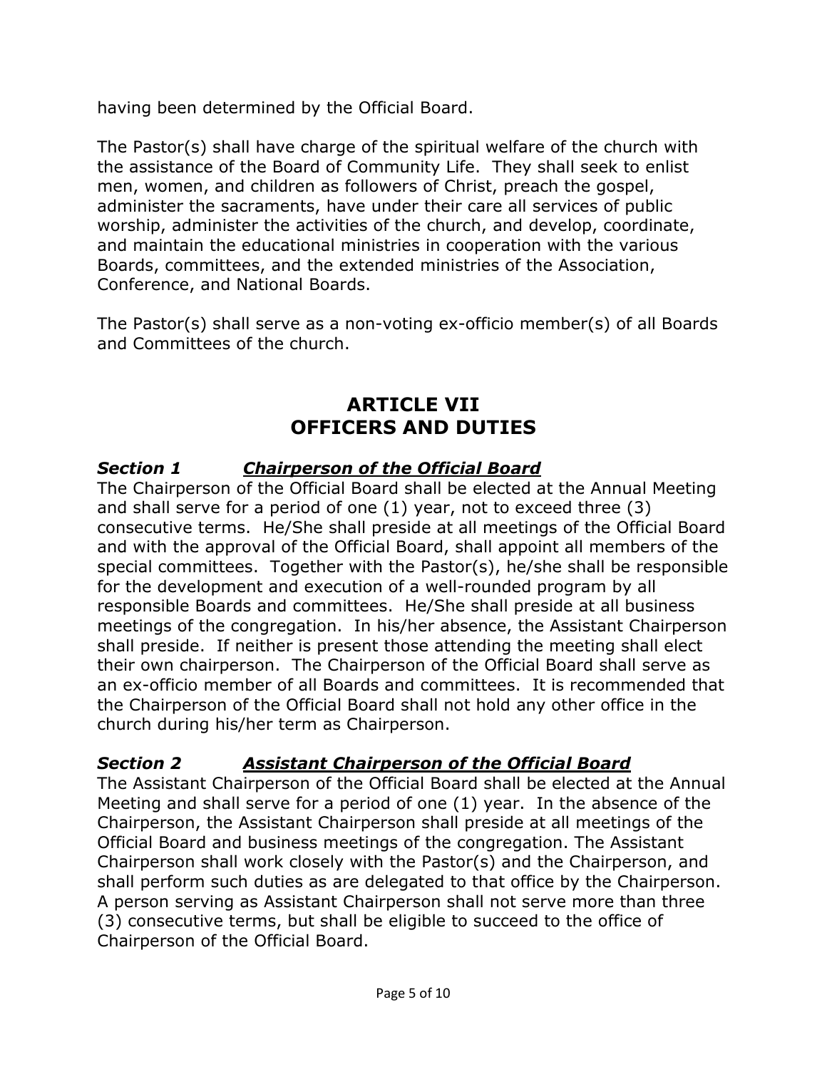having been determined by the Official Board.

The Pastor(s) shall have charge of the spiritual welfare of the church with the assistance of the Board of Community Life. They shall seek to enlist men, women, and children as followers of Christ, preach the gospel, administer the sacraments, have under their care all services of public worship, administer the activities of the church, and develop, coordinate, and maintain the educational ministries in cooperation with the various Boards, committees, and the extended ministries of the Association, Conference, and National Boards.

The Pastor(s) shall serve as a non-voting ex-officio member(s) of all Boards and Committees of the church.

## ARTICLE VII
## OFFICERS AND DUTIES

### ***Section 1*** ***<u>Chairperson of the Official Board</u>***

The Chairperson of the Official Board shall be elected at the Annual Meeting and shall serve for a period of one (1) year, not to exceed three (3) consecutive terms. He/She shall preside at all meetings of the Official Board and with the approval of the Official Board, shall appoint all members of the special committees. Together with the Pastor(s), he/she shall be responsible for the development and execution of a well-rounded program by all responsible Boards and committees. He/She shall preside at all business meetings of the congregation. In his/her absence, the Assistant Chairperson shall preside. If neither is present those attending the meeting shall elect their own chairperson. The Chairperson of the Official Board shall serve as an ex-officio member of all Boards and committees. It is recommended that the Chairperson of the Official Board shall not hold any other office in the church during his/her term as Chairperson.

### ***Section 2*** ***<u>Assistant Chairperson of the Official Board</u>***

The Assistant Chairperson of the Official Board shall be elected at the Annual Meeting and shall serve for a period of one (1) year. In the absence of the Chairperson, the Assistant Chairperson shall preside at all meetings of the Official Board and business meetings of the congregation. The Assistant Chairperson shall work closely with the Pastor(s) and the Chairperson, and shall perform such duties as are delegated to that office by the Chairperson. A person serving as Assistant Chairperson shall not serve more than three (3) consecutive terms, but shall be eligible to succeed to the office of Chairperson of the Official Board.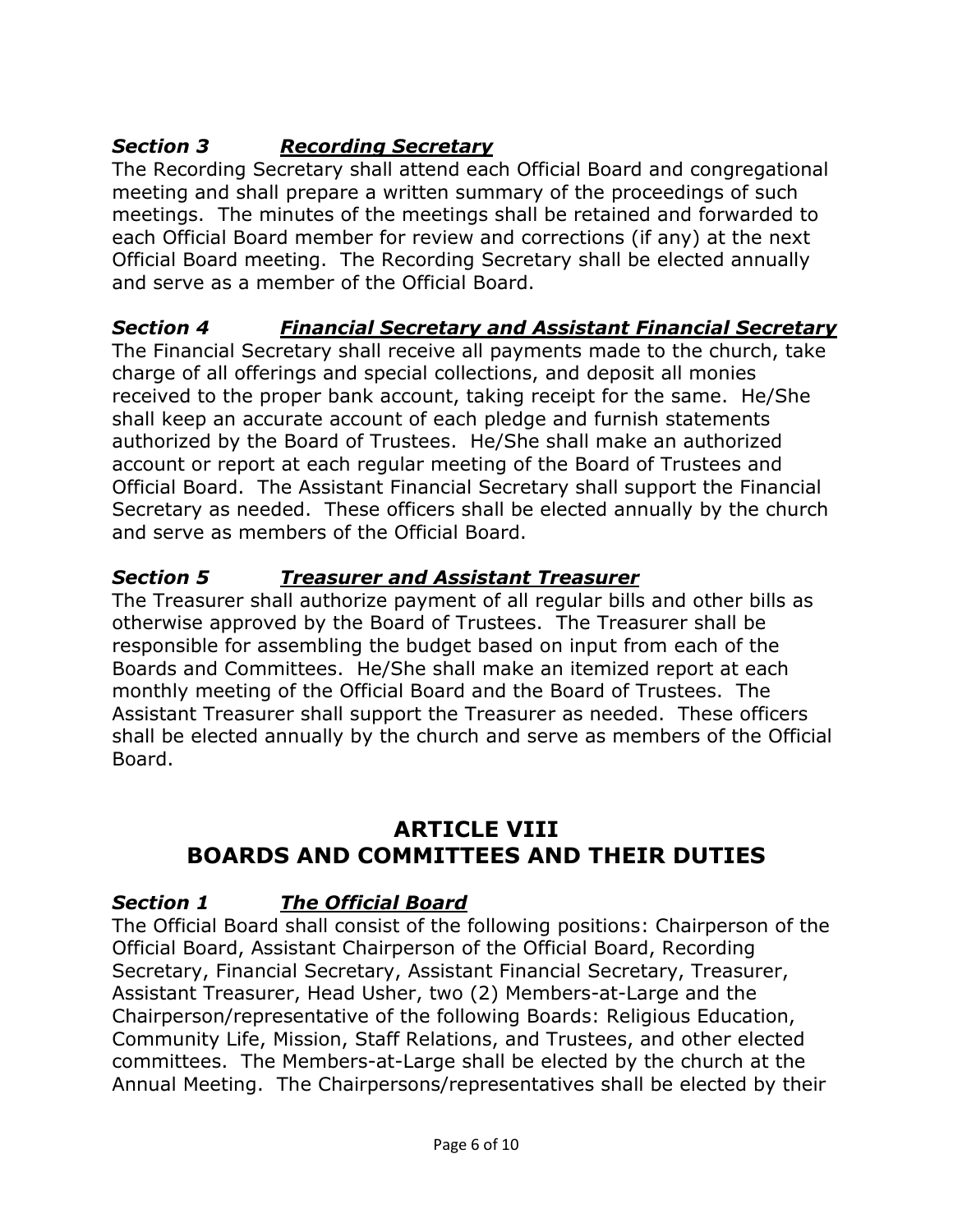### ***Section 3 <u>Recording Secretary</u>***

The Recording Secretary shall attend each Official Board and congregational meeting and shall prepare a written summary of the proceedings of such meetings. The minutes of the meetings shall be retained and forwarded to each Official Board member for review and corrections (if any) at the next Official Board meeting. The Recording Secretary shall be elected annually and serve as a member of the Official Board.

### ***Section 4 <u>Financial Secretary and Assistant Financial Secretary</u>***

The Financial Secretary shall receive all payments made to the church, take charge of all offerings and special collections, and deposit all monies received to the proper bank account, taking receipt for the same. He/She shall keep an accurate account of each pledge and furnish statements authorized by the Board of Trustees. He/She shall make an authorized account or report at each regular meeting of the Board of Trustees and Official Board. The Assistant Financial Secretary shall support the Financial Secretary as needed. These officers shall be elected annually by the church and serve as members of the Official Board.

### ***Section 5 <u>Treasurer and Assistant Treasurer</u>***

The Treasurer shall authorize payment of all regular bills and other bills as otherwise approved by the Board of Trustees. The Treasurer shall be responsible for assembling the budget based on input from each of the Boards and Committees. He/She shall make an itemized report at each monthly meeting of the Official Board and the Board of Trustees. The Assistant Treasurer shall support the Treasurer as needed. These officers shall be elected annually by the church and serve as members of the Official Board.

## ARTICLE VIII
## BOARDS AND COMMITTEES AND THEIR DUTIES

### ***Section 1 <u>The Official Board</u>***

The Official Board shall consist of the following positions: Chairperson of the Official Board, Assistant Chairperson of the Official Board, Recording Secretary, Financial Secretary, Assistant Financial Secretary, Treasurer, Assistant Treasurer, Head Usher, two (2) Members-at-Large and the Chairperson/representative of the following Boards: Religious Education, Community Life, Mission, Staff Relations, and Trustees, and other elected committees. The Members-at-Large shall be elected by the church at the Annual Meeting. The Chairpersons/representatives shall be elected by their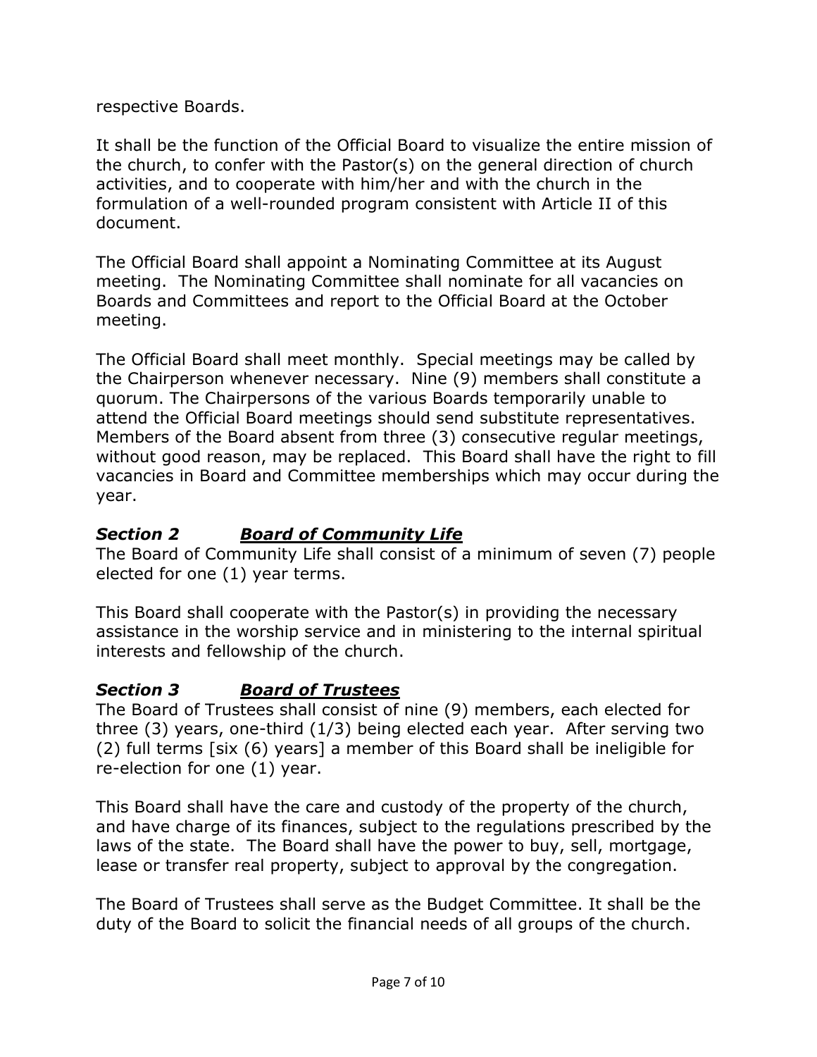respective Boards.

It shall be the function of the Official Board to visualize the entire mission of the church, to confer with the Pastor(s) on the general direction of church activities, and to cooperate with him/her and with the church in the formulation of a well-rounded program consistent with Article II of this document.

The Official Board shall appoint a Nominating Committee at its August meeting. The Nominating Committee shall nominate for all vacancies on Boards and Committees and report to the Official Board at the October meeting.

The Official Board shall meet monthly. Special meetings may be called by the Chairperson whenever necessary. Nine (9) members shall constitute a quorum. The Chairpersons of the various Boards temporarily unable to attend the Official Board meetings should send substitute representatives. Members of the Board absent from three (3) consecutive regular meetings, without good reason, may be replaced. This Board shall have the right to fill vacancies in Board and Committee memberships which may occur during the year.

### *Section 2* *__Board of Community Life__*

The Board of Community Life shall consist of a minimum of seven (7) people elected for one (1) year terms.

This Board shall cooperate with the Pastor(s) in providing the necessary assistance in the worship service and in ministering to the internal spiritual interests and fellowship of the church.

### *Section 3* *__Board of Trustees__*

The Board of Trustees shall consist of nine (9) members, each elected for three (3) years, one-third (1/3) being elected each year. After serving two (2) full terms [six (6) years] a member of this Board shall be ineligible for re-election for one (1) year.

This Board shall have the care and custody of the property of the church, and have charge of its finances, subject to the regulations prescribed by the laws of the state. The Board shall have the power to buy, sell, mortgage, lease or transfer real property, subject to approval by the congregation.

The Board of Trustees shall serve as the Budget Committee. It shall be the duty of the Board to solicit the financial needs of all groups of the church.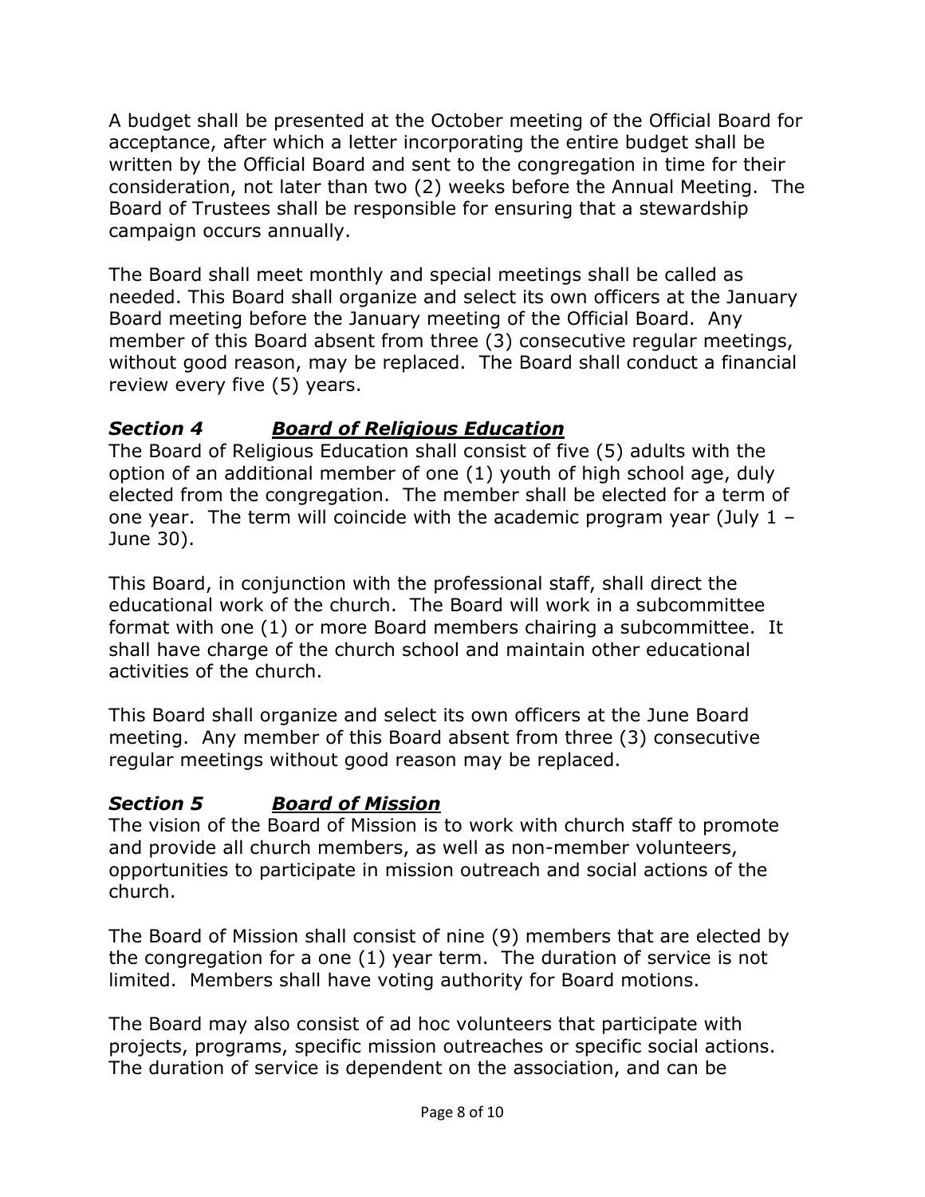A budget shall be presented at the October meeting of the Official Board for acceptance, after which a letter incorporating the entire budget shall be written by the Official Board and sent to the congregation in time for their consideration, not later than two (2) weeks before the Annual Meeting. The Board of Trustees shall be responsible for ensuring that a stewardship campaign occurs annually.

The Board shall meet monthly and special meetings shall be called as needed. This Board shall organize and select its own officers at the January Board meeting before the January meeting of the Official Board. Any member of this Board absent from three (3) consecutive regular meetings, without good reason, may be replaced. The Board shall conduct a financial review every five (5) years.

### ***Section 4 &nbsp;&nbsp;&nbsp;&nbsp; <u>Board of Religious Education</u>***

The Board of Religious Education shall consist of five (5) adults with the option of an additional member of one (1) youth of high school age, duly elected from the congregation. The member shall be elected for a term of one year. The term will coincide with the academic program year (July 1 – June 30).

This Board, in conjunction with the professional staff, shall direct the educational work of the church. The Board will work in a subcommittee format with one (1) or more Board members chairing a subcommittee. It shall have charge of the church school and maintain other educational activities of the church.

This Board shall organize and select its own officers at the June Board meeting. Any member of this Board absent from three (3) consecutive regular meetings without good reason may be replaced.

### ***Section 5 &nbsp;&nbsp;&nbsp;&nbsp; <u>Board of Mission</u>***

The vision of the Board of Mission is to work with church staff to promote and provide all church members, as well as non-member volunteers, opportunities to participate in mission outreach and social actions of the church.

The Board of Mission shall consist of nine (9) members that are elected by the congregation for a one (1) year term. The duration of service is not limited. Members shall have voting authority for Board motions.

The Board may also consist of ad hoc volunteers that participate with projects, programs, specific mission outreaches or specific social actions. The duration of service is dependent on the association, and can be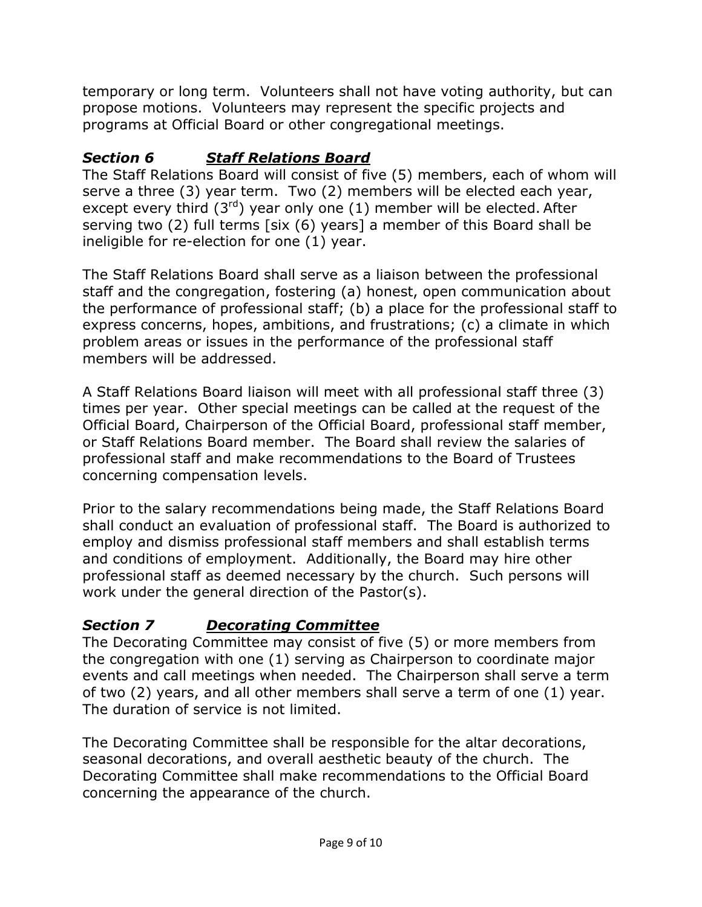temporary or long term. Volunteers shall not have voting authority, but can propose motions. Volunteers may represent the specific projects and programs at Official Board or other congregational meetings.

### *Section 6* ***Staff Relations Board***

The Staff Relations Board will consist of five (5) members, each of whom will serve a three (3) year term. Two (2) members will be elected each year, except every third (3rd) year only one (1) member will be elected. After serving two (2) full terms [six (6) years] a member of this Board shall be ineligible for re-election for one (1) year.

The Staff Relations Board shall serve as a liaison between the professional staff and the congregation, fostering (a) honest, open communication about the performance of professional staff; (b) a place for the professional staff to express concerns, hopes, ambitions, and frustrations; (c) a climate in which problem areas or issues in the performance of the professional staff members will be addressed.

A Staff Relations Board liaison will meet with all professional staff three (3) times per year. Other special meetings can be called at the request of the Official Board, Chairperson of the Official Board, professional staff member, or Staff Relations Board member. The Board shall review the salaries of professional staff and make recommendations to the Board of Trustees concerning compensation levels.

Prior to the salary recommendations being made, the Staff Relations Board shall conduct an evaluation of professional staff. The Board is authorized to employ and dismiss professional staff members and shall establish terms and conditions of employment. Additionally, the Board may hire other professional staff as deemed necessary by the church. Such persons will work under the general direction of the Pastor(s).

### *Section 7* ***Decorating Committee***

The Decorating Committee may consist of five (5) or more members from the congregation with one (1) serving as Chairperson to coordinate major events and call meetings when needed. The Chairperson shall serve a term of two (2) years, and all other members shall serve a term of one (1) year. The duration of service is not limited.

The Decorating Committee shall be responsible for the altar decorations, seasonal decorations, and overall aesthetic beauty of the church. The Decorating Committee shall make recommendations to the Official Board concerning the appearance of the church.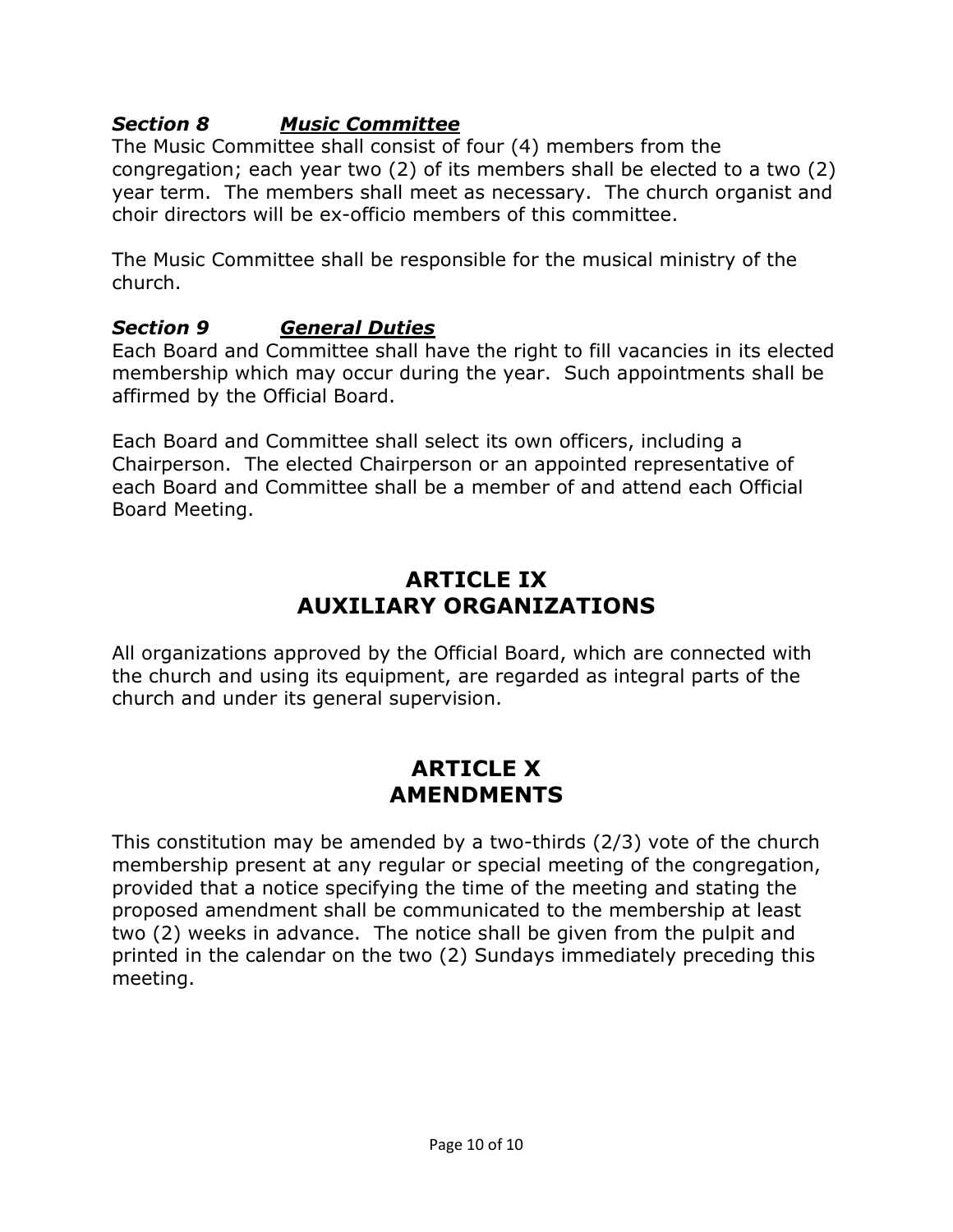### ***Section 8 &nbsp;&nbsp;&nbsp;&nbsp;&nbsp;&nbsp; <u>Music Committee</u>***

The Music Committee shall consist of four (4) members from the congregation; each year two (2) of its members shall be elected to a two (2) year term. The members shall meet as necessary. The church organist and choir directors will be ex-officio members of this committee.

The Music Committee shall be responsible for the musical ministry of the church.

### ***Section 9 &nbsp;&nbsp;&nbsp;&nbsp;&nbsp;&nbsp; <u>General Duties</u>***

Each Board and Committee shall have the right to fill vacancies in its elected membership which may occur during the year. Such appointments shall be affirmed by the Official Board.

Each Board and Committee shall select its own officers, including a Chairperson. The elected Chairperson or an appointed representative of each Board and Committee shall be a member of and attend each Official Board Meeting.

## ARTICLE IX
## AUXILIARY ORGANIZATIONS

All organizations approved by the Official Board, which are connected with the church and using its equipment, are regarded as integral parts of the church and under its general supervision.

## ARTICLE X
## AMENDMENTS

This constitution may be amended by a two-thirds (2/3) vote of the church membership present at any regular or special meeting of the congregation, provided that a notice specifying the time of the meeting and stating the proposed amendment shall be communicated to the membership at least two (2) weeks in advance. The notice shall be given from the pulpit and printed in the calendar on the two (2) Sundays immediately preceding this meeting.